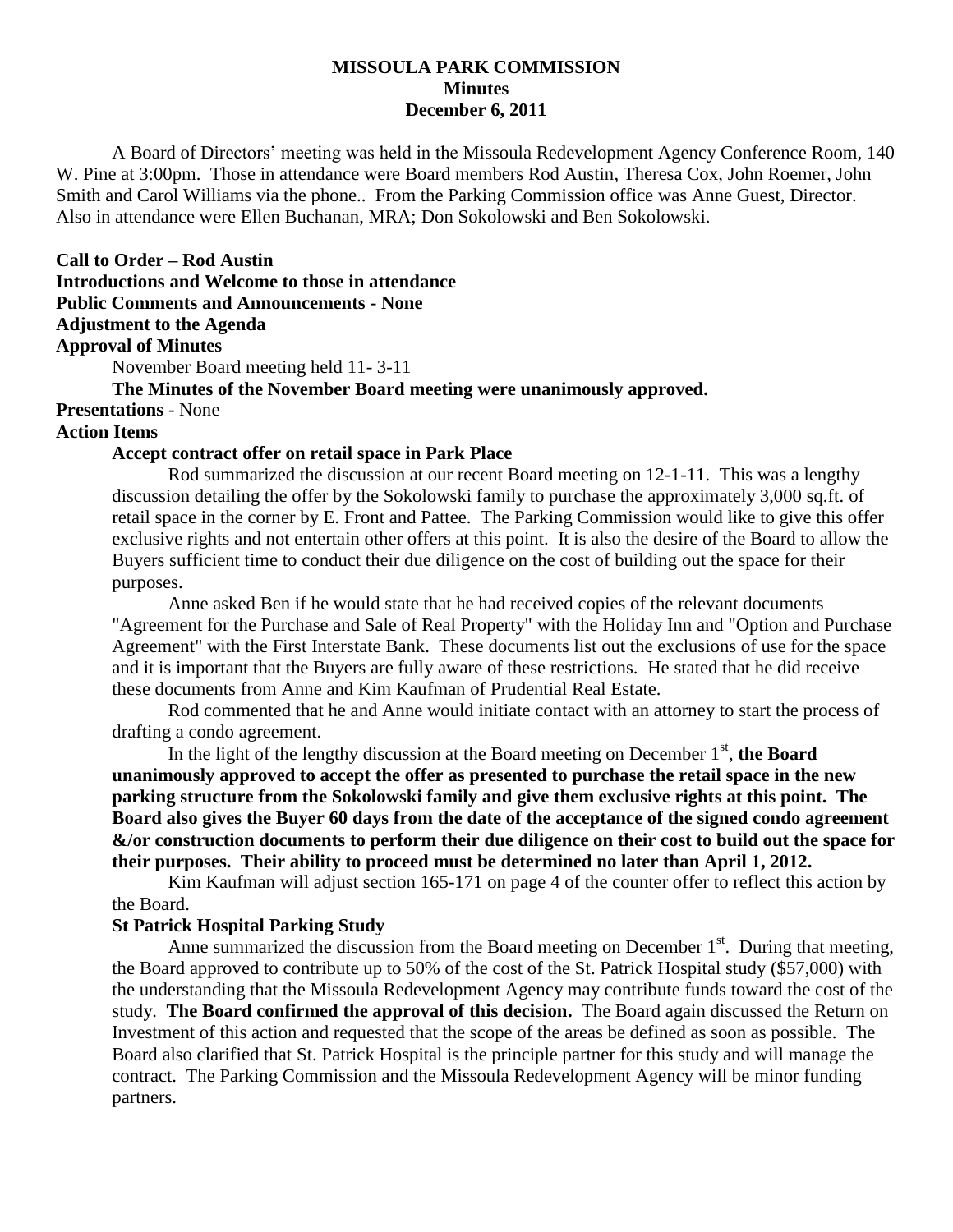**MISSOULA PARK COMMISSION**
**Minutes**
**December 6, 2011**

A Board of Directors' meeting was held in the Missoula Redevelopment Agency Conference Room, 140 W. Pine at 3:00pm. Those in attendance were Board members Rod Austin, Theresa Cox, John Roemer, John Smith and Carol Williams via the phone.. From the Parking Commission office was Anne Guest, Director. Also in attendance were Ellen Buchanan, MRA; Don Sokolowski and Ben Sokolowski.

**Call to Order – Rod Austin**
**Introductions and Welcome to those in attendance**
**Public Comments and Announcements - None**
**Adjustment to the Agenda**
**Approval of Minutes**

November Board meeting held 11- 3-11

**The Minutes of the November Board meeting were unanimously approved.**

**Presentations** - None
**Action Items**

**Accept contract offer on retail space in Park Place**

Rod summarized the discussion at our recent Board meeting on 12-1-11. This was a lengthy discussion detailing the offer by the Sokolowski family to purchase the approximately 3,000 sq.ft. of retail space in the corner by E. Front and Pattee. The Parking Commission would like to give this offer exclusive rights and not entertain other offers at this point. It is also the desire of the Board to allow the Buyers sufficient time to conduct their due diligence on the cost of building out the space for their purposes.

Anne asked Ben if he would state that he had received copies of the relevant documents – "Agreement for the Purchase and Sale of Real Property" with the Holiday Inn and "Option and Purchase Agreement" with the First Interstate Bank. These documents list out the exclusions of use for the space and it is important that the Buyers are fully aware of these restrictions. He stated that he did receive these documents from Anne and Kim Kaufman of Prudential Real Estate.

Rod commented that he and Anne would initiate contact with an attorney to start the process of drafting a condo agreement.

In the light of the lengthy discussion at the Board meeting on December 1st, **the Board unanimously approved to accept the offer as presented to purchase the retail space in the new parking structure from the Sokolowski family and give them exclusive rights at this point. The Board also gives the Buyer 60 days from the date of the acceptance of the signed condo agreement &/or construction documents to perform their due diligence on their cost to build out the space for their purposes. Their ability to proceed must be determined no later than April 1, 2012.**

Kim Kaufman will adjust section 165-171 on page 4 of the counter offer to reflect this action by the Board.

**St Patrick Hospital Parking Study**

Anne summarized the discussion from the Board meeting on December 1st. During that meeting, the Board approved to contribute up to 50% of the cost of the St. Patrick Hospital study ($57,000) with the understanding that the Missoula Redevelopment Agency may contribute funds toward the cost of the study. **The Board confirmed the approval of this decision.** The Board again discussed the Return on Investment of this action and requested that the scope of the areas be defined as soon as possible. The Board also clarified that St. Patrick Hospital is the principle partner for this study and will manage the contract. The Parking Commission and the Missoula Redevelopment Agency will be minor funding partners.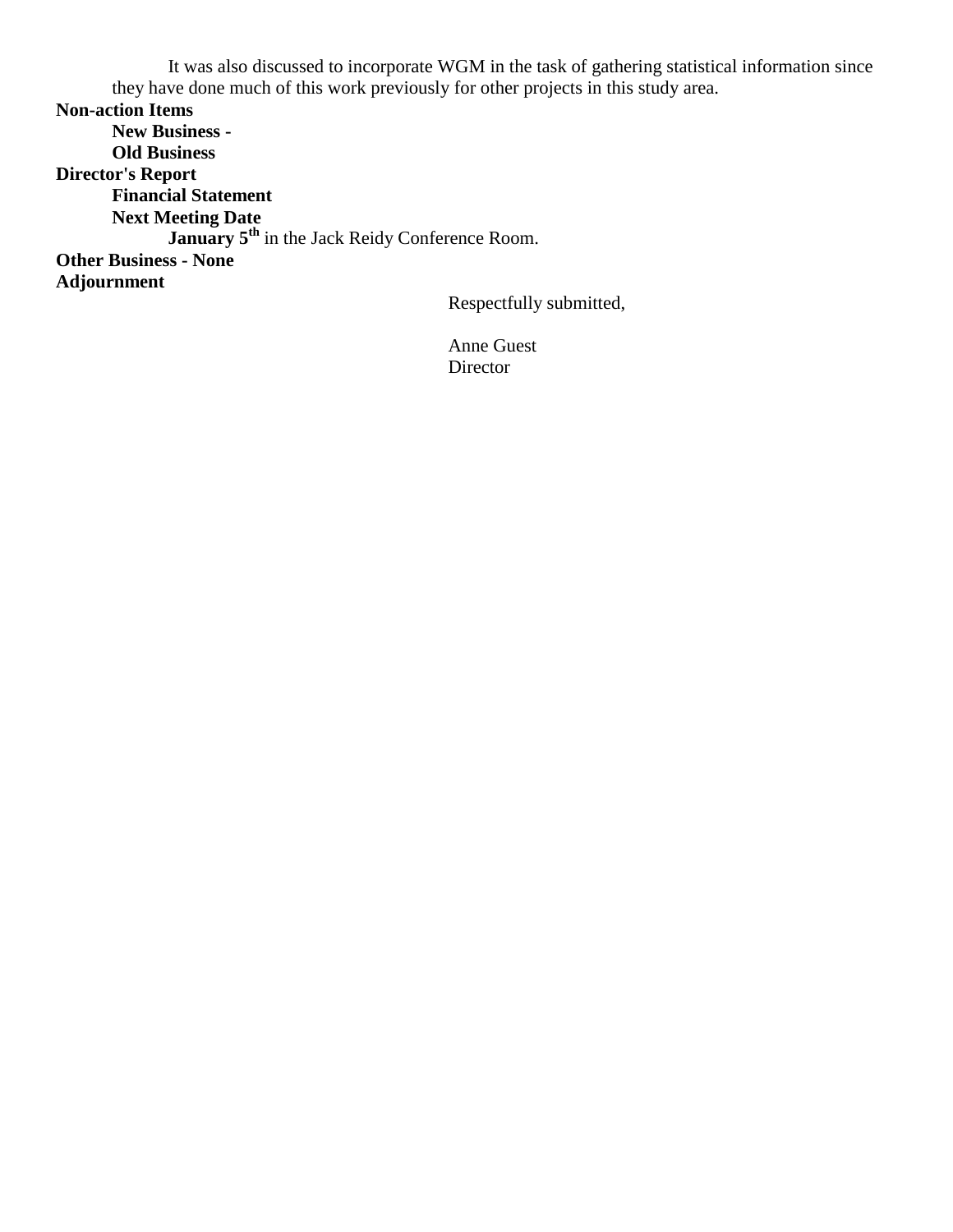It was also discussed to incorporate WGM in the task of gathering statistical information since they have done much of this work previously for other projects in this study area.

**Non-action Items**

**New Business -**

**Old Business**

**Director's Report**

**Financial Statement**

**Next Meeting Date**

**January 5th** in the Jack Reidy Conference Room.

**Other Business - None**

**Adjournment**

Respectfully submitted,

Anne Guest
Director